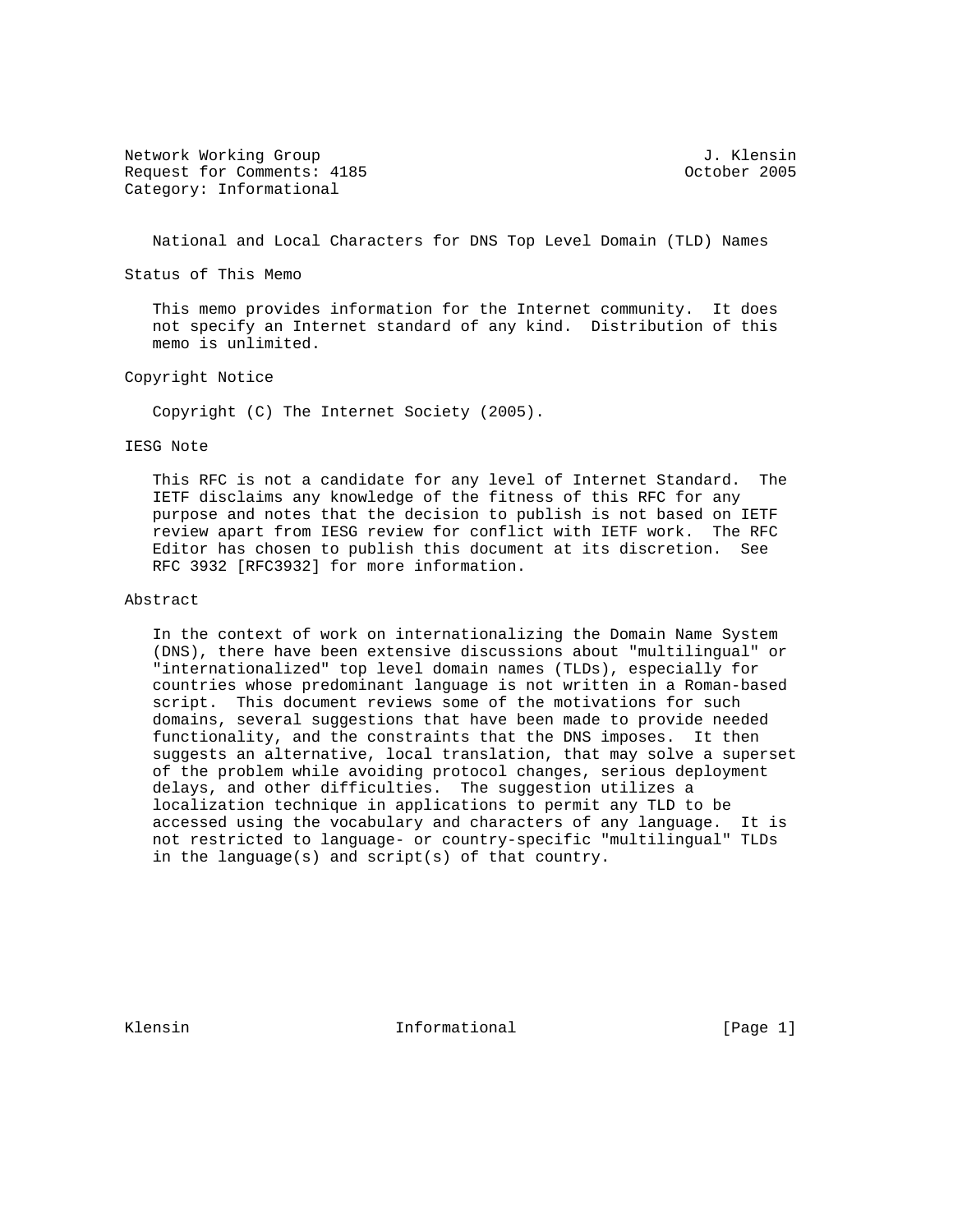Network Working Group J. Klensin
Request for Comments: 4185 October 2005
Category: Informational

# National and Local Characters for DNS Top Level Domain (TLD) Names

## Status of This Memo

This memo provides information for the Internet community. It does not specify an Internet standard of any kind. Distribution of this memo is unlimited.

## Copyright Notice

Copyright (C) The Internet Society (2005).

## IESG Note

This RFC is not a candidate for any level of Internet Standard. The IETF disclaims any knowledge of the fitness of this RFC for any purpose and notes that the decision to publish is not based on IETF review apart from IESG review for conflict with IETF work. The RFC Editor has chosen to publish this document at its discretion. See RFC 3932 [RFC3932] for more information.

## Abstract

In the context of work on internationalizing the Domain Name System (DNS), there have been extensive discussions about "multilingual" or "internationalized" top level domain names (TLDs), especially for countries whose predominant language is not written in a Roman-based script. This document reviews some of the motivations for such domains, several suggestions that have been made to provide needed functionality, and the constraints that the DNS imposes. It then suggests an alternative, local translation, that may solve a superset of the problem while avoiding protocol changes, serious deployment delays, and other difficulties. The suggestion utilizes a localization technique in applications to permit any TLD to be accessed using the vocabulary and characters of any language. It is not restricted to language- or country-specific "multilingual" TLDs in the language(s) and script(s) of that country.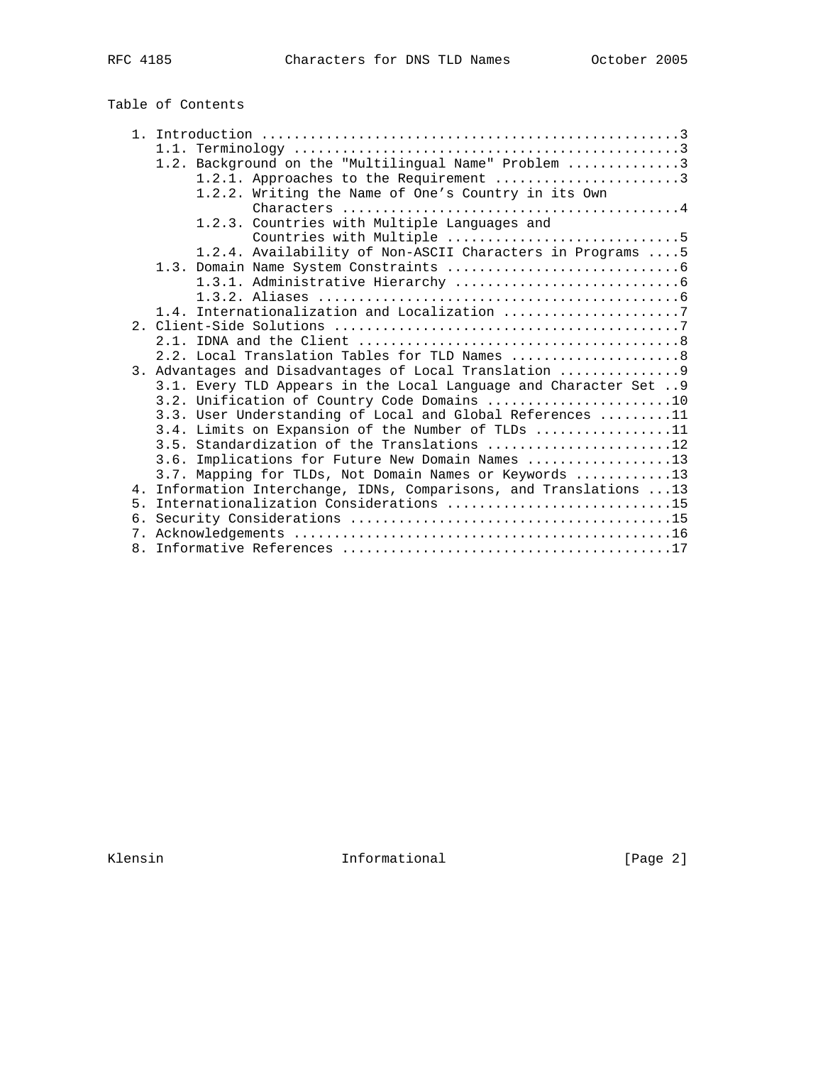Table of Contents

```
   1. Introduction ....................................................3
      1.1. Terminology ................................................3
      1.2. Background on the "Multilingual Name" Problem ..............3
           1.2.1. Approaches to the Requirement .......................3
           1.2.2. Writing the Name of One's Country in its Own
                  Characters ..........................................4
           1.2.3. Countries with Multiple Languages and
                  Countries with Multiple .............................5
           1.2.4. Availability of Non-ASCII Characters in Programs ....5
      1.3. Domain Name System Constraints .............................6
           1.3.1. Administrative Hierarchy ............................6
           1.3.2. Aliases .............................................6
      1.4. Internationalization and Localization ......................7
   2. Client-Side Solutions ...........................................7
      2.1. IDNA and the Client ........................................8
      2.2. Local Translation Tables for TLD Names .....................8
   3. Advantages and Disadvantages of Local Translation ...............9
      3.1. Every TLD Appears in the Local Language and Character Set ..9
      3.2. Unification of Country Code Domains .......................10
      3.3. User Understanding of Local and Global References .........11
      3.4. Limits on Expansion of the Number of TLDs .................11
      3.5. Standardization of the Translations .......................12
      3.6. Implications for Future New Domain Names ..................13
      3.7. Mapping for TLDs, Not Domain Names or Keywords ............13
   4. Information Interchange, IDNs, Comparisons, and Translations ...13
   5. Internationalization Considerations ............................15
   6. Security Considerations ........................................15
   7. Acknowledgements ...............................................16
   8. Informative References .........................................17
```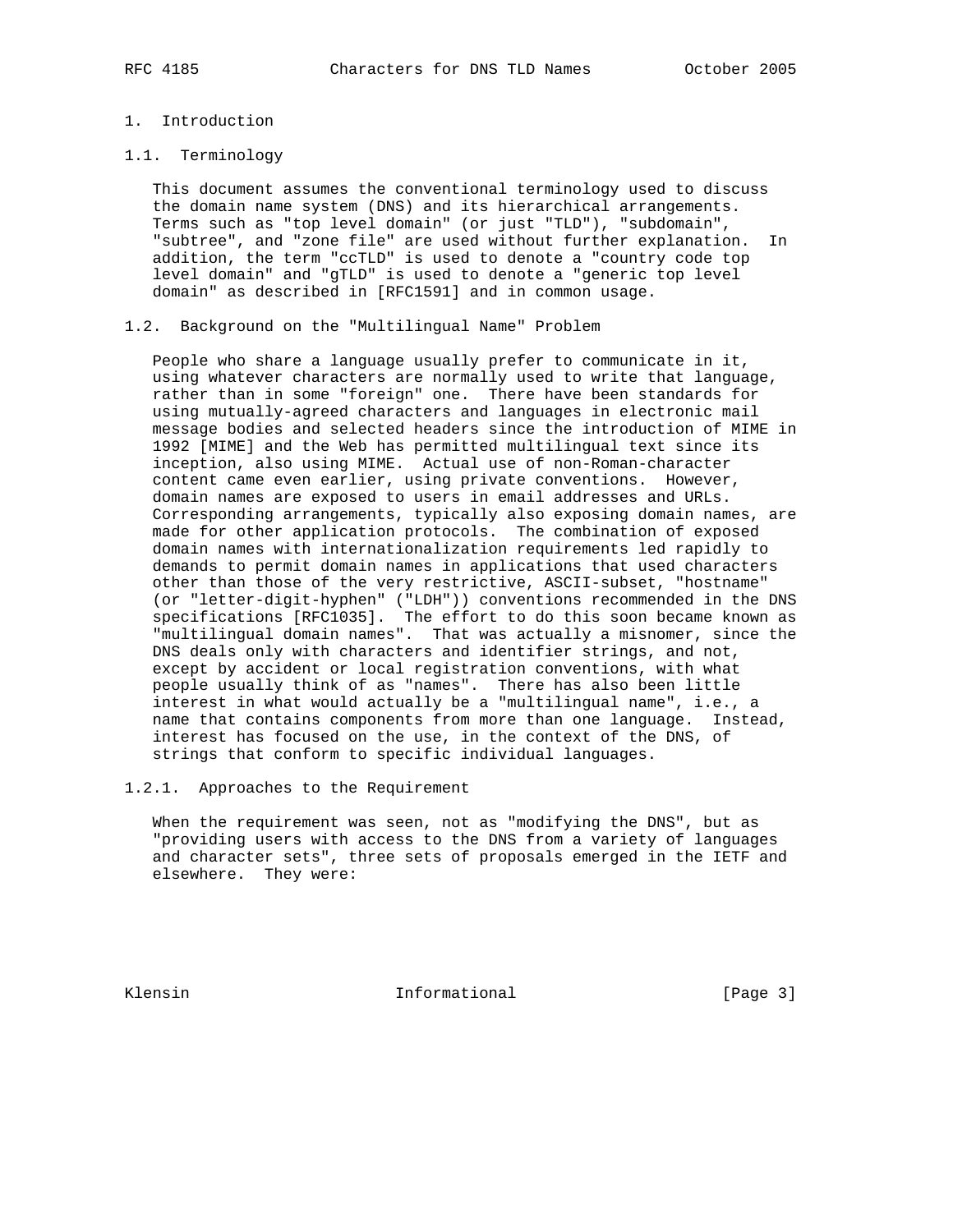# 1. Introduction

## 1.1. Terminology

This document assumes the conventional terminology used to discuss the domain name system (DNS) and its hierarchical arrangements. Terms such as "top level domain" (or just "TLD"), "subdomain", "subtree", and "zone file" are used without further explanation. In addition, the term "ccTLD" is used to denote a "country code top level domain" and "gTLD" is used to denote a "generic top level domain" as described in [RFC1591] and in common usage.

## 1.2. Background on the "Multilingual Name" Problem

People who share a language usually prefer to communicate in it, using whatever characters are normally used to write that language, rather than in some "foreign" one. There have been standards for using mutually-agreed characters and languages in electronic mail message bodies and selected headers since the introduction of MIME in 1992 [MIME] and the Web has permitted multilingual text since its inception, also using MIME. Actual use of non-Roman-character content came even earlier, using private conventions. However, domain names are exposed to users in email addresses and URLs. Corresponding arrangements, typically also exposing domain names, are made for other application protocols. The combination of exposed domain names with internationalization requirements led rapidly to demands to permit domain names in applications that used characters other than those of the very restrictive, ASCII-subset, "hostname" (or "letter-digit-hyphen" ("LDH")) conventions recommended in the DNS specifications [RFC1035]. The effort to do this soon became known as "multilingual domain names". That was actually a misnomer, since the DNS deals only with characters and identifier strings, and not, except by accident or local registration conventions, with what people usually think of as "names". There has also been little interest in what would actually be a "multilingual name", i.e., a name that contains components from more than one language. Instead, interest has focused on the use, in the context of the DNS, of strings that conform to specific individual languages.

### 1.2.1. Approaches to the Requirement

When the requirement was seen, not as "modifying the DNS", but as "providing users with access to the DNS from a variety of languages and character sets", three sets of proposals emerged in the IETF and elsewhere. They were: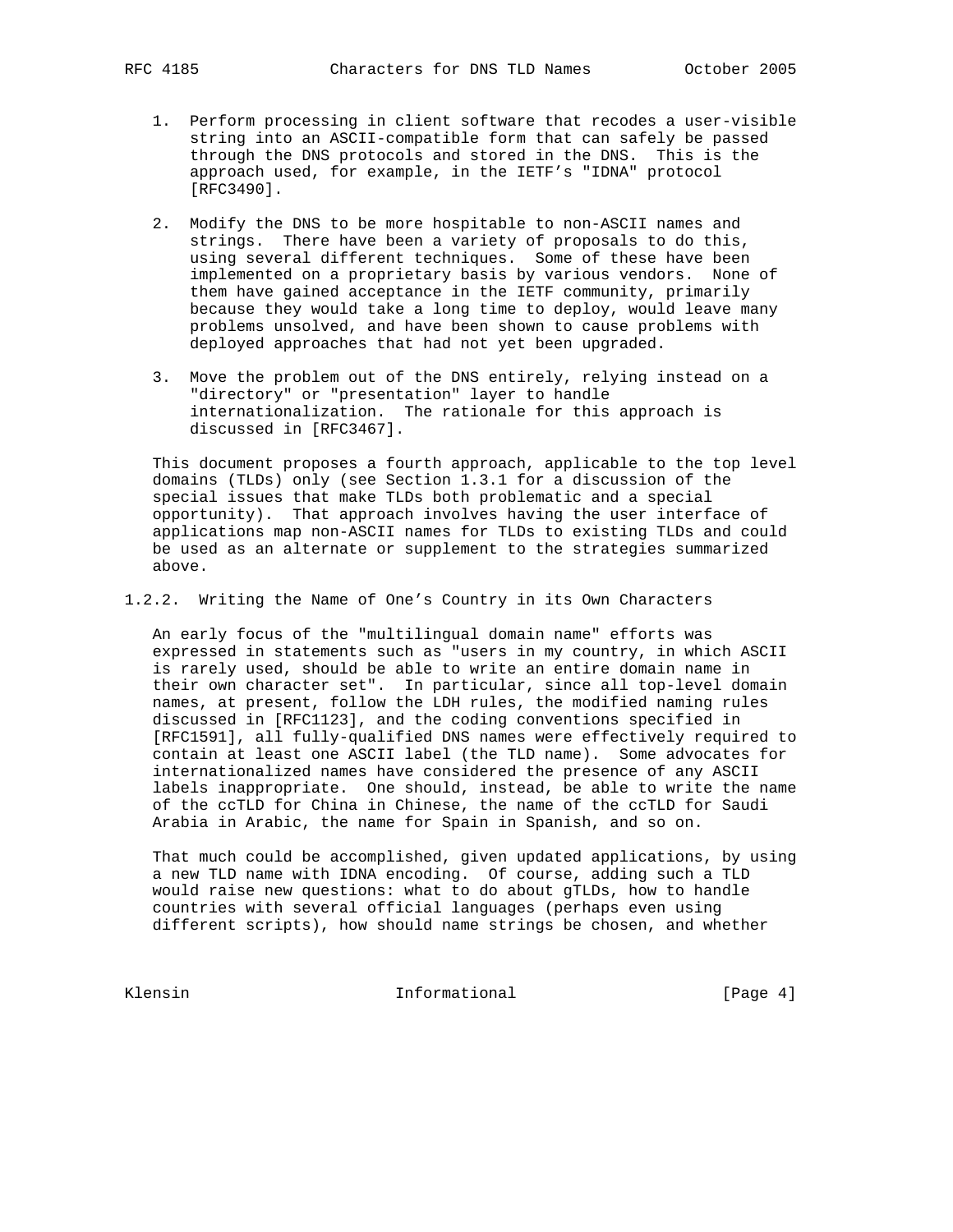1. Perform processing in client software that recodes a user-visible string into an ASCII-compatible form that can safely be passed through the DNS protocols and stored in the DNS. This is the approach used, for example, in the IETF's "IDNA" protocol [RFC3490].

2. Modify the DNS to be more hospitable to non-ASCII names and strings. There have been a variety of proposals to do this, using several different techniques. Some of these have been implemented on a proprietary basis by various vendors. None of them have gained acceptance in the IETF community, primarily because they would take a long time to deploy, would leave many problems unsolved, and have been shown to cause problems with deployed approaches that had not yet been upgraded.

3. Move the problem out of the DNS entirely, relying instead on a "directory" or "presentation" layer to handle internationalization. The rationale for this approach is discussed in [RFC3467].

This document proposes a fourth approach, applicable to the top level domains (TLDs) only (see Section 1.3.1 for a discussion of the special issues that make TLDs both problematic and a special opportunity). That approach involves having the user interface of applications map non-ASCII names for TLDs to existing TLDs and could be used as an alternate or supplement to the strategies summarized above.

### 1.2.2. Writing the Name of One's Country in its Own Characters

An early focus of the "multilingual domain name" efforts was expressed in statements such as "users in my country, in which ASCII is rarely used, should be able to write an entire domain name in their own character set". In particular, since all top-level domain names, at present, follow the LDH rules, the modified naming rules discussed in [RFC1123], and the coding conventions specified in [RFC1591], all fully-qualified DNS names were effectively required to contain at least one ASCII label (the TLD name). Some advocates for internationalized names have considered the presence of any ASCII labels inappropriate. One should, instead, be able to write the name of the ccTLD for China in Chinese, the name of the ccTLD for Saudi Arabia in Arabic, the name for Spain in Spanish, and so on.

That much could be accomplished, given updated applications, by using a new TLD name with IDNA encoding. Of course, adding such a TLD would raise new questions: what to do about gTLDs, how to handle countries with several official languages (perhaps even using different scripts), how should name strings be chosen, and whether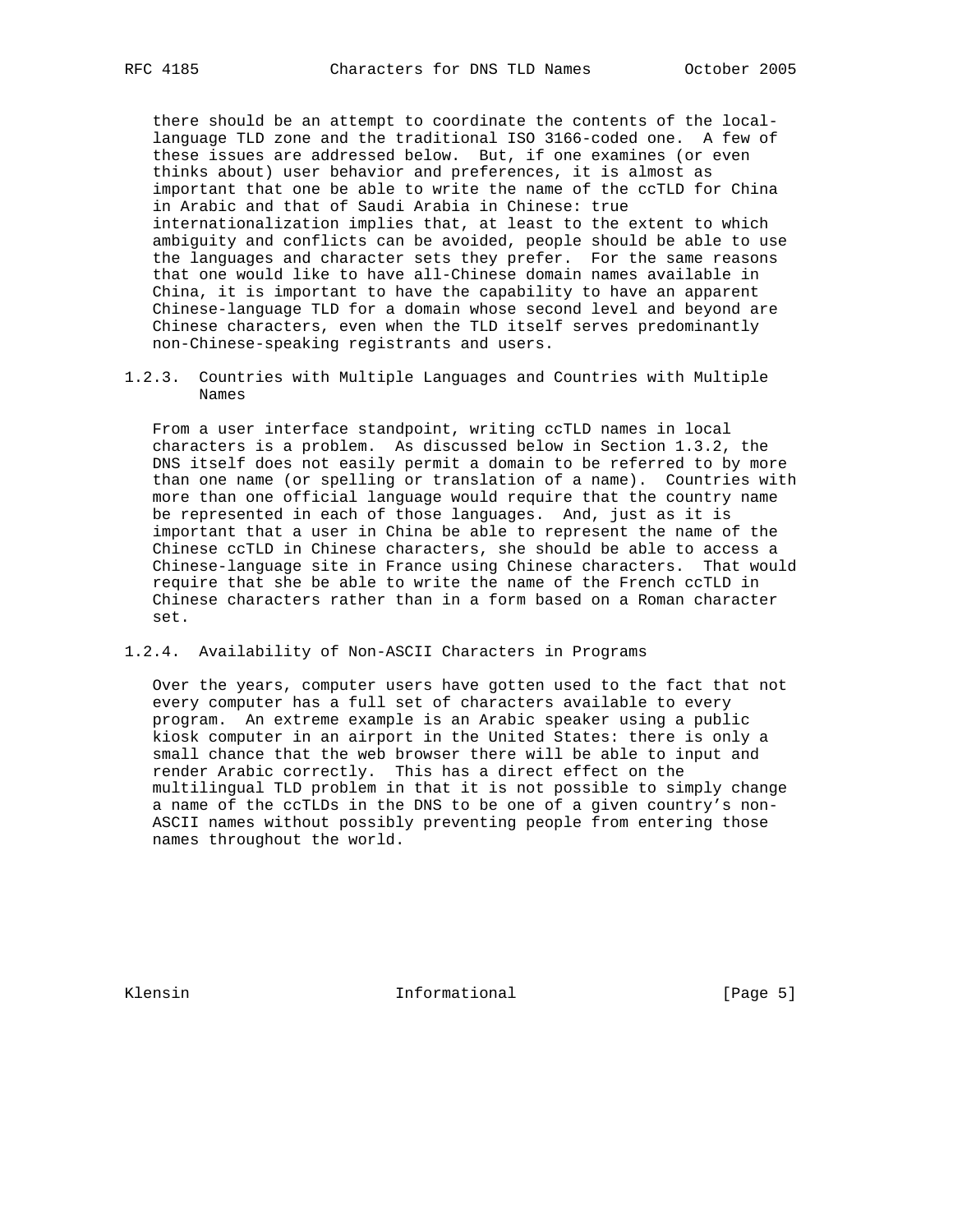there should be an attempt to coordinate the contents of the local-language TLD zone and the traditional ISO 3166-coded one. A few of these issues are addressed below. But, if one examines (or even thinks about) user behavior and preferences, it is almost as important that one be able to write the name of the ccTLD for China in Arabic and that of Saudi Arabia in Chinese: true internationalization implies that, at least to the extent to which ambiguity and conflicts can be avoided, people should be able to use the languages and character sets they prefer. For the same reasons that one would like to have all-Chinese domain names available in China, it is important to have the capability to have an apparent Chinese-language TLD for a domain whose second level and beyond are Chinese characters, even when the TLD itself serves predominantly non-Chinese-speaking registrants and users.

### 1.2.3. Countries with Multiple Languages and Countries with Multiple Names

From a user interface standpoint, writing ccTLD names in local characters is a problem. As discussed below in Section 1.3.2, the DNS itself does not easily permit a domain to be referred to by more than one name (or spelling or translation of a name). Countries with more than one official language would require that the country name be represented in each of those languages. And, just as it is important that a user in China be able to represent the name of the Chinese ccTLD in Chinese characters, she should be able to access a Chinese-language site in France using Chinese characters. That would require that she be able to write the name of the French ccTLD in Chinese characters rather than in a form based on a Roman character set.

### 1.2.4. Availability of Non-ASCII Characters in Programs

Over the years, computer users have gotten used to the fact that not every computer has a full set of characters available to every program. An extreme example is an Arabic speaker using a public kiosk computer in an airport in the United States: there is only a small chance that the web browser there will be able to input and render Arabic correctly. This has a direct effect on the multilingual TLD problem in that it is not possible to simply change a name of the ccTLDs in the DNS to be one of a given country's non-ASCII names without possibly preventing people from entering those names throughout the world.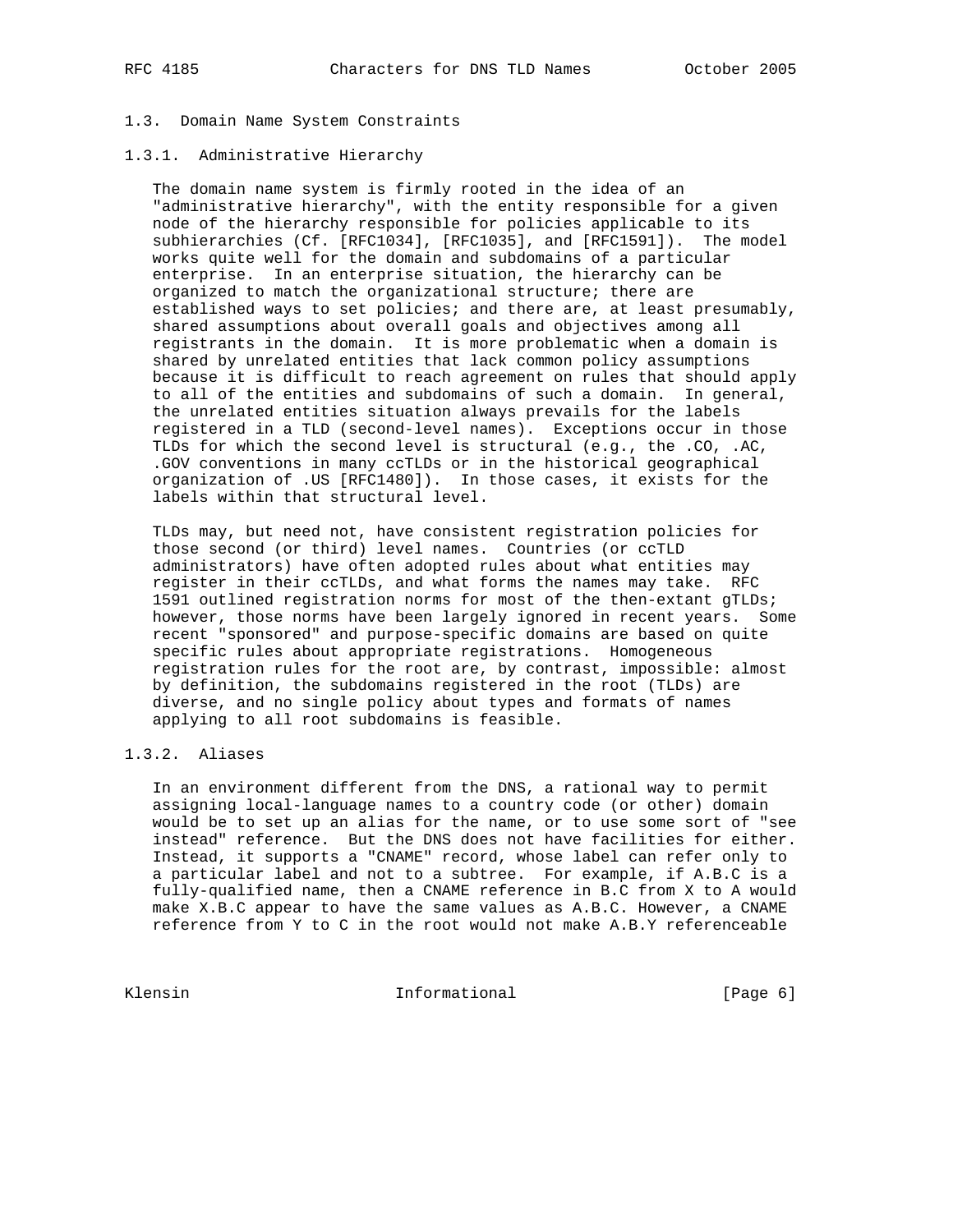### 1.3. Domain Name System Constraints

#### 1.3.1. Administrative Hierarchy

The domain name system is firmly rooted in the idea of an "administrative hierarchy", with the entity responsible for a given node of the hierarchy responsible for policies applicable to its subhierarchies (Cf. [RFC1034], [RFC1035], and [RFC1591]). The model works quite well for the domain and subdomains of a particular enterprise. In an enterprise situation, the hierarchy can be organized to match the organizational structure; there are established ways to set policies; and there are, at least presumably, shared assumptions about overall goals and objectives among all registrants in the domain. It is more problematic when a domain is shared by unrelated entities that lack common policy assumptions because it is difficult to reach agreement on rules that should apply to all of the entities and subdomains of such a domain. In general, the unrelated entities situation always prevails for the labels registered in a TLD (second-level names). Exceptions occur in those TLDs for which the second level is structural (e.g., the .CO, .AC, .GOV conventions in many ccTLDs or in the historical geographical organization of .US [RFC1480]). In those cases, it exists for the labels within that structural level.

TLDs may, but need not, have consistent registration policies for those second (or third) level names. Countries (or ccTLD administrators) have often adopted rules about what entities may register in their ccTLDs, and what forms the names may take. RFC 1591 outlined registration norms for most of the then-extant gTLDs; however, those norms have been largely ignored in recent years. Some recent "sponsored" and purpose-specific domains are based on quite specific rules about appropriate registrations. Homogeneous registration rules for the root are, by contrast, impossible: almost by definition, the subdomains registered in the root (TLDs) are diverse, and no single policy about types and formats of names applying to all root subdomains is feasible.

#### 1.3.2. Aliases

In an environment different from the DNS, a rational way to permit assigning local-language names to a country code (or other) domain would be to set up an alias for the name, or to use some sort of "see instead" reference. But the DNS does not have facilities for either. Instead, it supports a "CNAME" record, whose label can refer only to a particular label and not to a subtree. For example, if A.B.C is a fully-qualified name, then a CNAME reference in B.C from X to A would make X.B.C appear to have the same values as A.B.C. However, a CNAME reference from Y to C in the root would not make A.B.Y referenceable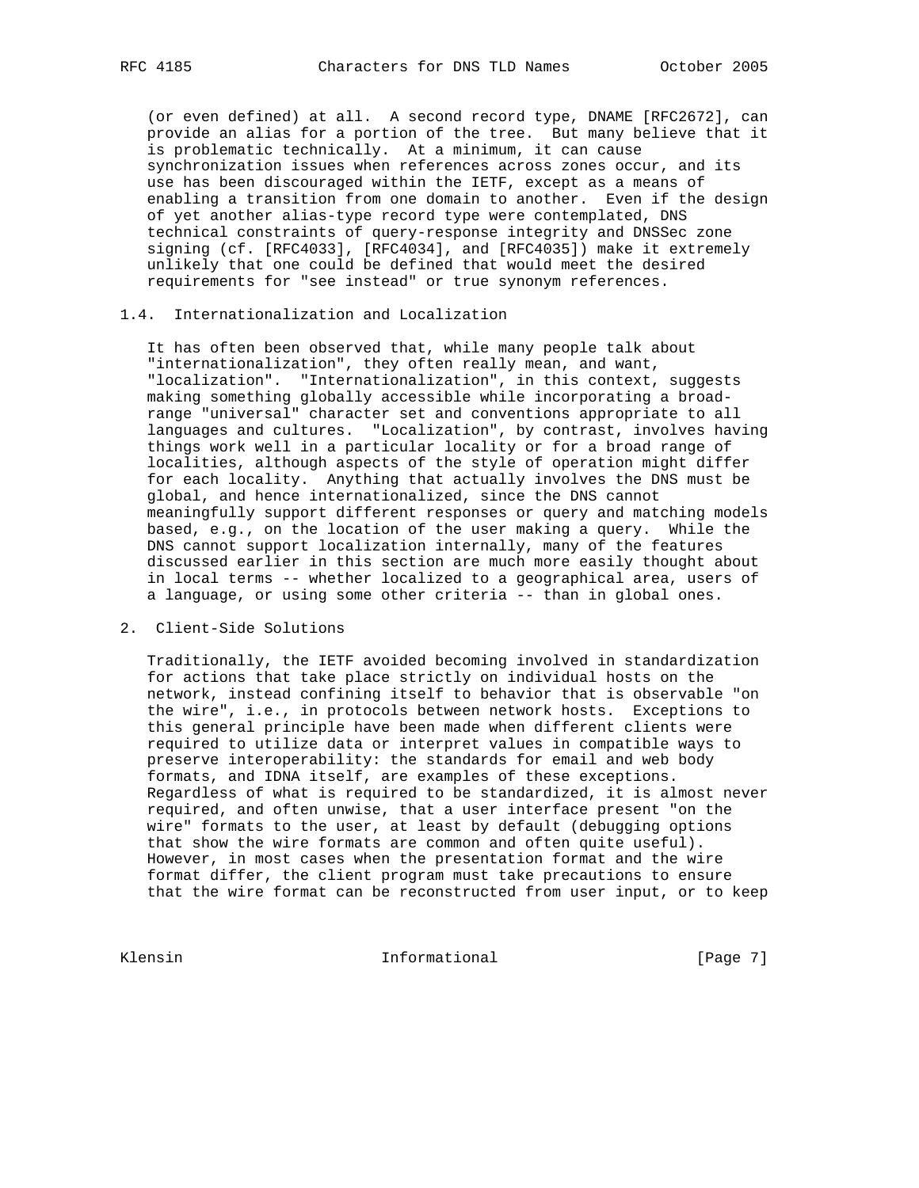(or even defined) at all. A second record type, DNAME [RFC2672], can provide an alias for a portion of the tree. But many believe that it is problematic technically. At a minimum, it can cause synchronization issues when references across zones occur, and its use has been discouraged within the IETF, except as a means of enabling a transition from one domain to another. Even if the design of yet another alias-type record type were contemplated, DNS technical constraints of query-response integrity and DNSSec zone signing (cf. [RFC4033], [RFC4034], and [RFC4035]) make it extremely unlikely that one could be defined that would meet the desired requirements for "see instead" or true synonym references.

### 1.4. Internationalization and Localization

It has often been observed that, while many people talk about "internationalization", they often really mean, and want, "localization". "Internationalization", in this context, suggests making something globally accessible while incorporating a broad-range "universal" character set and conventions appropriate to all languages and cultures. "Localization", by contrast, involves having things work well in a particular locality or for a broad range of localities, although aspects of the style of operation might differ for each locality. Anything that actually involves the DNS must be global, and hence internationalized, since the DNS cannot meaningfully support different responses or query and matching models based, e.g., on the location of the user making a query. While the DNS cannot support localization internally, many of the features discussed earlier in this section are much more easily thought about in local terms -- whether localized to a geographical area, users of a language, or using some other criteria -- than in global ones.

## 2. Client-Side Solutions

Traditionally, the IETF avoided becoming involved in standardization for actions that take place strictly on individual hosts on the network, instead confining itself to behavior that is observable "on the wire", i.e., in protocols between network hosts. Exceptions to this general principle have been made when different clients were required to utilize data or interpret values in compatible ways to preserve interoperability: the standards for email and web body formats, and IDNA itself, are examples of these exceptions. Regardless of what is required to be standardized, it is almost never required, and often unwise, that a user interface present "on the wire" formats to the user, at least by default (debugging options that show the wire formats are common and often quite useful). However, in most cases when the presentation format and the wire format differ, the client program must take precautions to ensure that the wire format can be reconstructed from user input, or to keep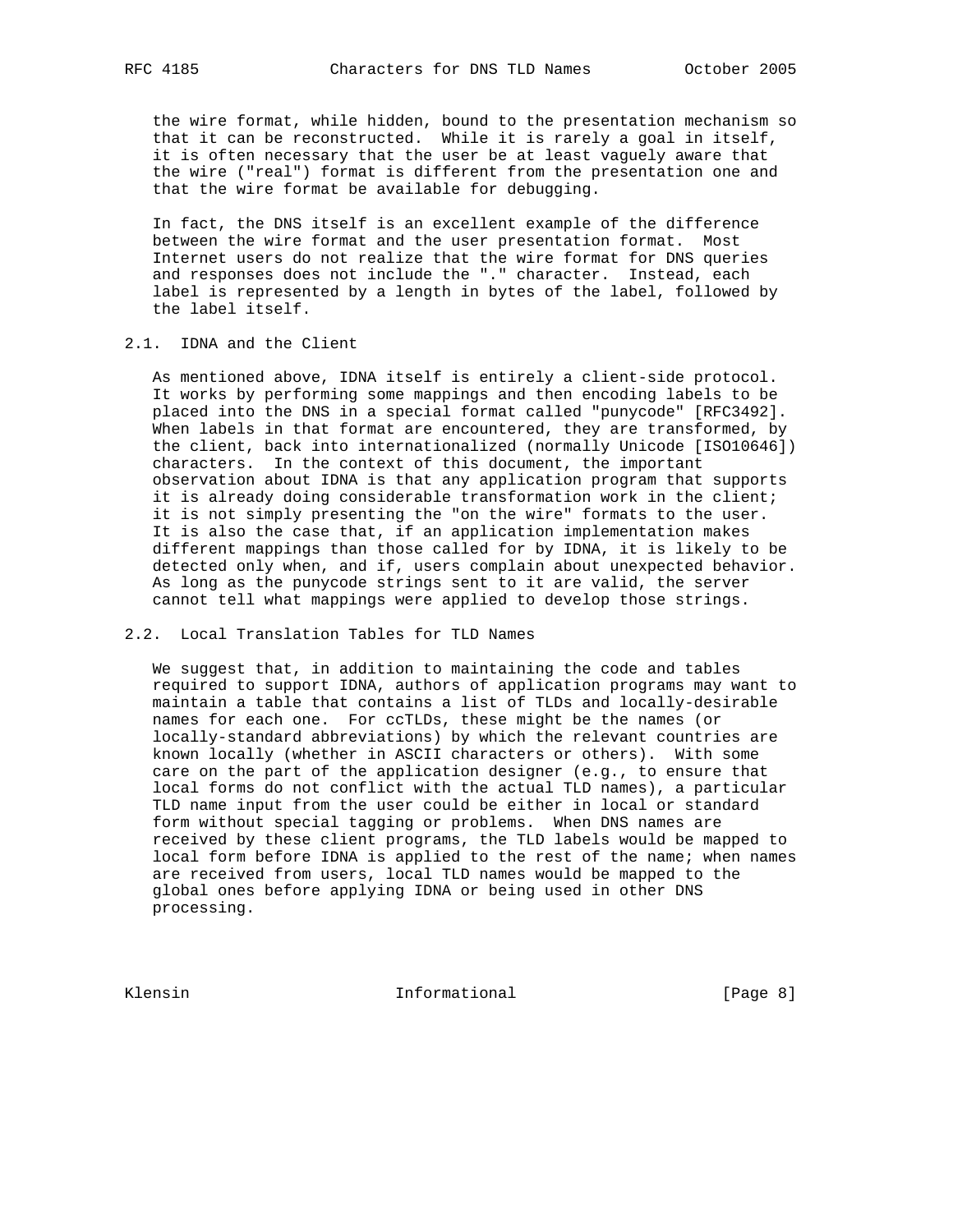the wire format, while hidden, bound to the presentation mechanism so that it can be reconstructed. While it is rarely a goal in itself, it is often necessary that the user be at least vaguely aware that the wire ("real") format is different from the presentation one and that the wire format be available for debugging.

In fact, the DNS itself is an excellent example of the difference between the wire format and the user presentation format. Most Internet users do not realize that the wire format for DNS queries and responses does not include the "." character. Instead, each label is represented by a length in bytes of the label, followed by the label itself.

## 2.1. IDNA and the Client

As mentioned above, IDNA itself is entirely a client-side protocol. It works by performing some mappings and then encoding labels to be placed into the DNS in a special format called "punycode" [RFC3492]. When labels in that format are encountered, they are transformed, by the client, back into internationalized (normally Unicode [ISO10646]) characters. In the context of this document, the important observation about IDNA is that any application program that supports it is already doing considerable transformation work in the client; it is not simply presenting the "on the wire" formats to the user. It is also the case that, if an application implementation makes different mappings than those called for by IDNA, it is likely to be detected only when, and if, users complain about unexpected behavior. As long as the punycode strings sent to it are valid, the server cannot tell what mappings were applied to develop those strings.

## 2.2. Local Translation Tables for TLD Names

We suggest that, in addition to maintaining the code and tables required to support IDNA, authors of application programs may want to maintain a table that contains a list of TLDs and locally-desirable names for each one. For ccTLDs, these might be the names (or locally-standard abbreviations) by which the relevant countries are known locally (whether in ASCII characters or others). With some care on the part of the application designer (e.g., to ensure that local forms do not conflict with the actual TLD names), a particular TLD name input from the user could be either in local or standard form without special tagging or problems. When DNS names are received by these client programs, the TLD labels would be mapped to local form before IDNA is applied to the rest of the name; when names are received from users, local TLD names would be mapped to the global ones before applying IDNA or being used in other DNS processing.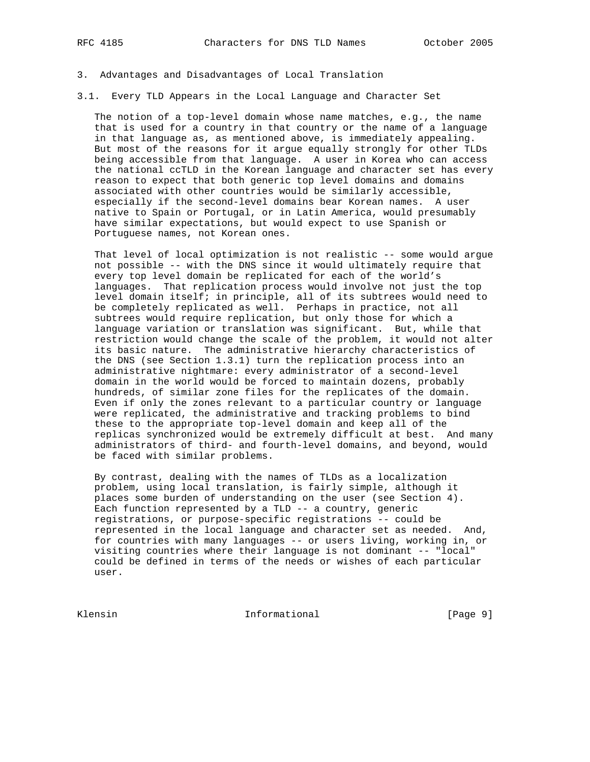## 3. Advantages and Disadvantages of Local Translation

### 3.1. Every TLD Appears in the Local Language and Character Set

The notion of a top-level domain whose name matches, e.g., the name that is used for a country in that country or the name of a language in that language as, as mentioned above, is immediately appealing. But most of the reasons for it argue equally strongly for other TLDs being accessible from that language. A user in Korea who can access the national ccTLD in the Korean language and character set has every reason to expect that both generic top level domains and domains associated with other countries would be similarly accessible, especially if the second-level domains bear Korean names. A user native to Spain or Portugal, or in Latin America, would presumably have similar expectations, but would expect to use Spanish or Portuguese names, not Korean ones.

That level of local optimization is not realistic -- some would argue not possible -- with the DNS since it would ultimately require that every top level domain be replicated for each of the world's languages. That replication process would involve not just the top level domain itself; in principle, all of its subtrees would need to be completely replicated as well. Perhaps in practice, not all subtrees would require replication, but only those for which a language variation or translation was significant. But, while that restriction would change the scale of the problem, it would not alter its basic nature. The administrative hierarchy characteristics of the DNS (see Section 1.3.1) turn the replication process into an administrative nightmare: every administrator of a second-level domain in the world would be forced to maintain dozens, probably hundreds, of similar zone files for the replicates of the domain. Even if only the zones relevant to a particular country or language were replicated, the administrative and tracking problems to bind these to the appropriate top-level domain and keep all of the replicas synchronized would be extremely difficult at best. And many administrators of third- and fourth-level domains, and beyond, would be faced with similar problems.

By contrast, dealing with the names of TLDs as a localization problem, using local translation, is fairly simple, although it places some burden of understanding on the user (see Section 4). Each function represented by a TLD -- a country, generic registrations, or purpose-specific registrations -- could be represented in the local language and character set as needed. And, for countries with many languages -- or users living, working in, or visiting countries where their language is not dominant -- "local" could be defined in terms of the needs or wishes of each particular user.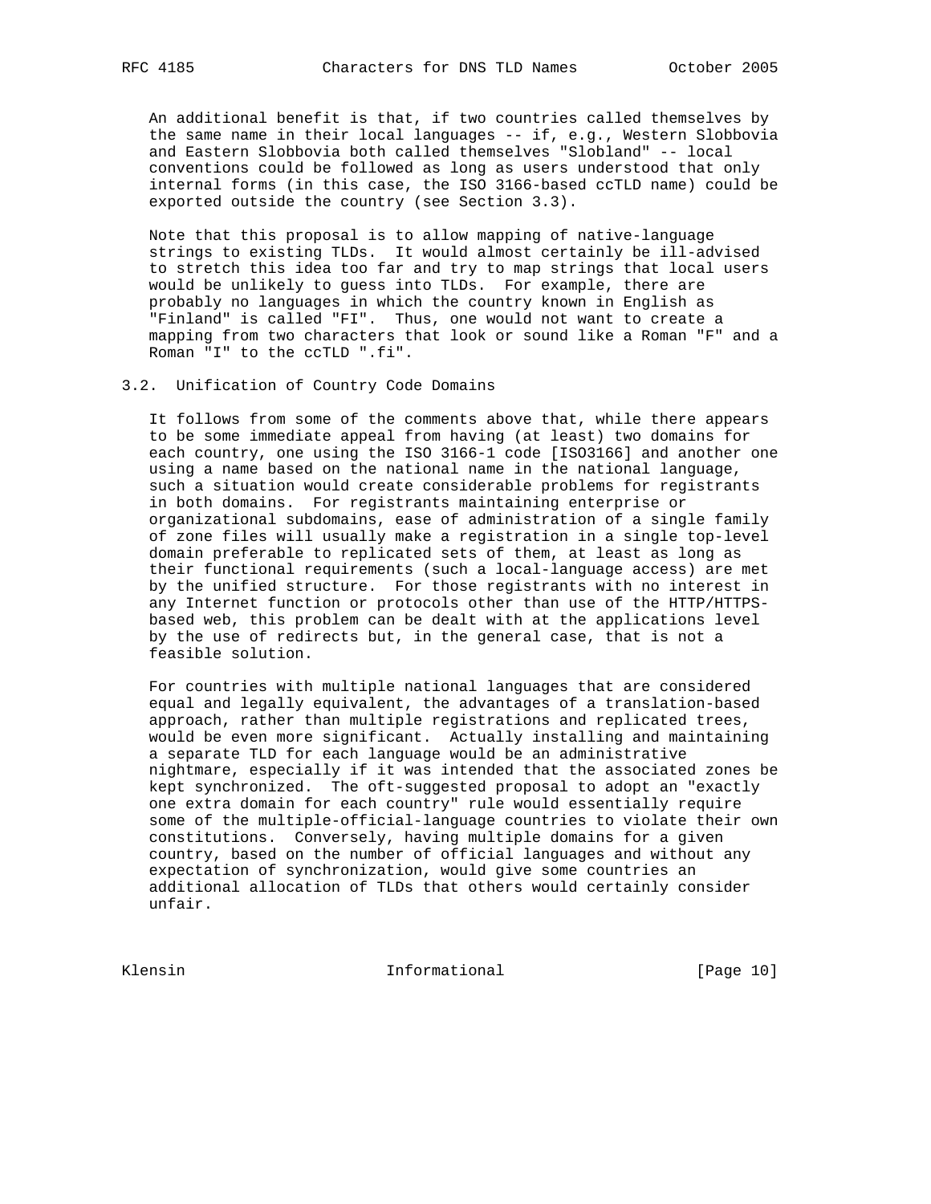An additional benefit is that, if two countries called themselves by the same name in their local languages -- if, e.g., Western Slobbovia and Eastern Slobbovia both called themselves "Slobland" -- local conventions could be followed as long as users understood that only internal forms (in this case, the ISO 3166-based ccTLD name) could be exported outside the country (see Section 3.3).

Note that this proposal is to allow mapping of native-language strings to existing TLDs. It would almost certainly be ill-advised to stretch this idea too far and try to map strings that local users would be unlikely to guess into TLDs. For example, there are probably no languages in which the country known in English as "Finland" is called "FI". Thus, one would not want to create a mapping from two characters that look or sound like a Roman "F" and a Roman "I" to the ccTLD ".fi".

## 3.2. Unification of Country Code Domains

It follows from some of the comments above that, while there appears to be some immediate appeal from having (at least) two domains for each country, one using the ISO 3166-1 code [ISO3166] and another one using a name based on the national name in the national language, such a situation would create considerable problems for registrants in both domains. For registrants maintaining enterprise or organizational subdomains, ease of administration of a single family of zone files will usually make a registration in a single top-level domain preferable to replicated sets of them, at least as long as their functional requirements (such a local-language access) are met by the unified structure. For those registrants with no interest in any Internet function or protocols other than use of the HTTP/HTTPS-based web, this problem can be dealt with at the applications level by the use of redirects but, in the general case, that is not a feasible solution.

For countries with multiple national languages that are considered equal and legally equivalent, the advantages of a translation-based approach, rather than multiple registrations and replicated trees, would be even more significant. Actually installing and maintaining a separate TLD for each language would be an administrative nightmare, especially if it was intended that the associated zones be kept synchronized. The oft-suggested proposal to adopt an "exactly one extra domain for each country" rule would essentially require some of the multiple-official-language countries to violate their own constitutions. Conversely, having multiple domains for a given country, based on the number of official languages and without any expectation of synchronization, would give some countries an additional allocation of TLDs that others would certainly consider unfair.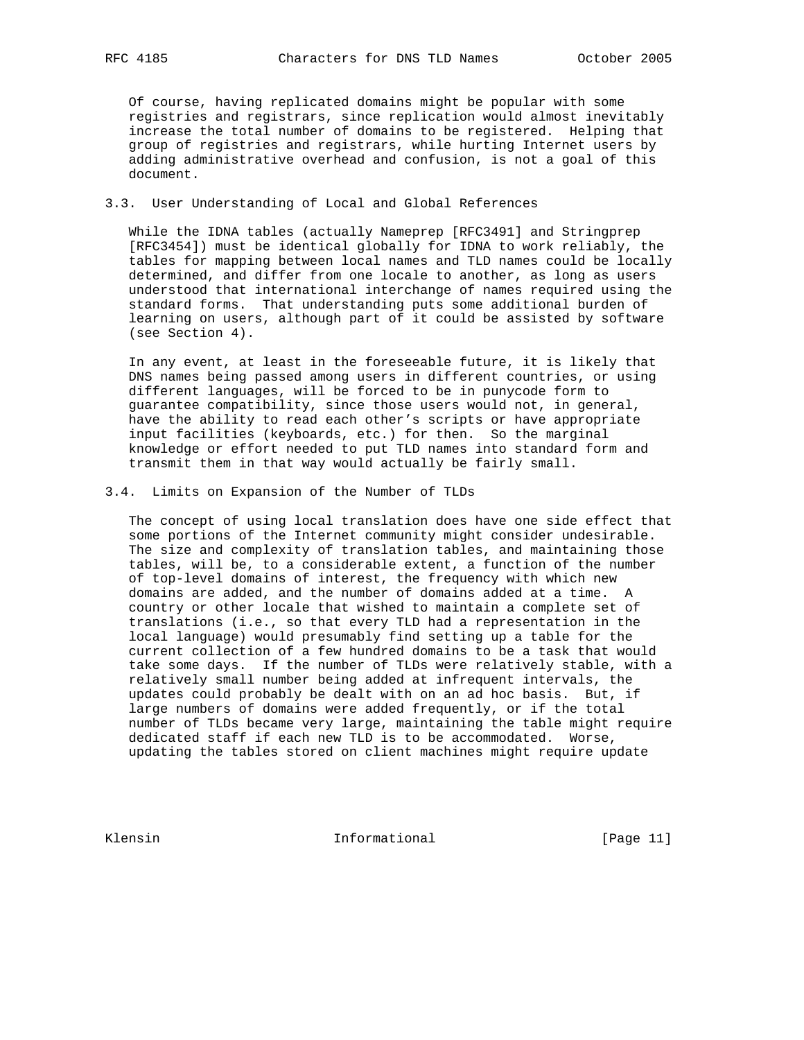Of course, having replicated domains might be popular with some registries and registrars, since replication would almost inevitably increase the total number of domains to be registered. Helping that group of registries and registrars, while hurting Internet users by adding administrative overhead and confusion, is not a goal of this document.

### 3.3. User Understanding of Local and Global References

While the IDNA tables (actually Nameprep [RFC3491] and Stringprep [RFC3454]) must be identical globally for IDNA to work reliably, the tables for mapping between local names and TLD names could be locally determined, and differ from one locale to another, as long as users understood that international interchange of names required using the standard forms. That understanding puts some additional burden of learning on users, although part of it could be assisted by software (see Section 4).

In any event, at least in the foreseeable future, it is likely that DNS names being passed among users in different countries, or using different languages, will be forced to be in punycode form to guarantee compatibility, since those users would not, in general, have the ability to read each other's scripts or have appropriate input facilities (keyboards, etc.) for then. So the marginal knowledge or effort needed to put TLD names into standard form and transmit them in that way would actually be fairly small.

### 3.4. Limits on Expansion of the Number of TLDs

The concept of using local translation does have one side effect that some portions of the Internet community might consider undesirable. The size and complexity of translation tables, and maintaining those tables, will be, to a considerable extent, a function of the number of top-level domains of interest, the frequency with which new domains are added, and the number of domains added at a time. A country or other locale that wished to maintain a complete set of translations (i.e., so that every TLD had a representation in the local language) would presumably find setting up a table for the current collection of a few hundred domains to be a task that would take some days. If the number of TLDs were relatively stable, with a relatively small number being added at infrequent intervals, the updates could probably be dealt with on an ad hoc basis. But, if large numbers of domains were added frequently, or if the total number of TLDs became very large, maintaining the table might require dedicated staff if each new TLD is to be accommodated. Worse, updating the tables stored on client machines might require update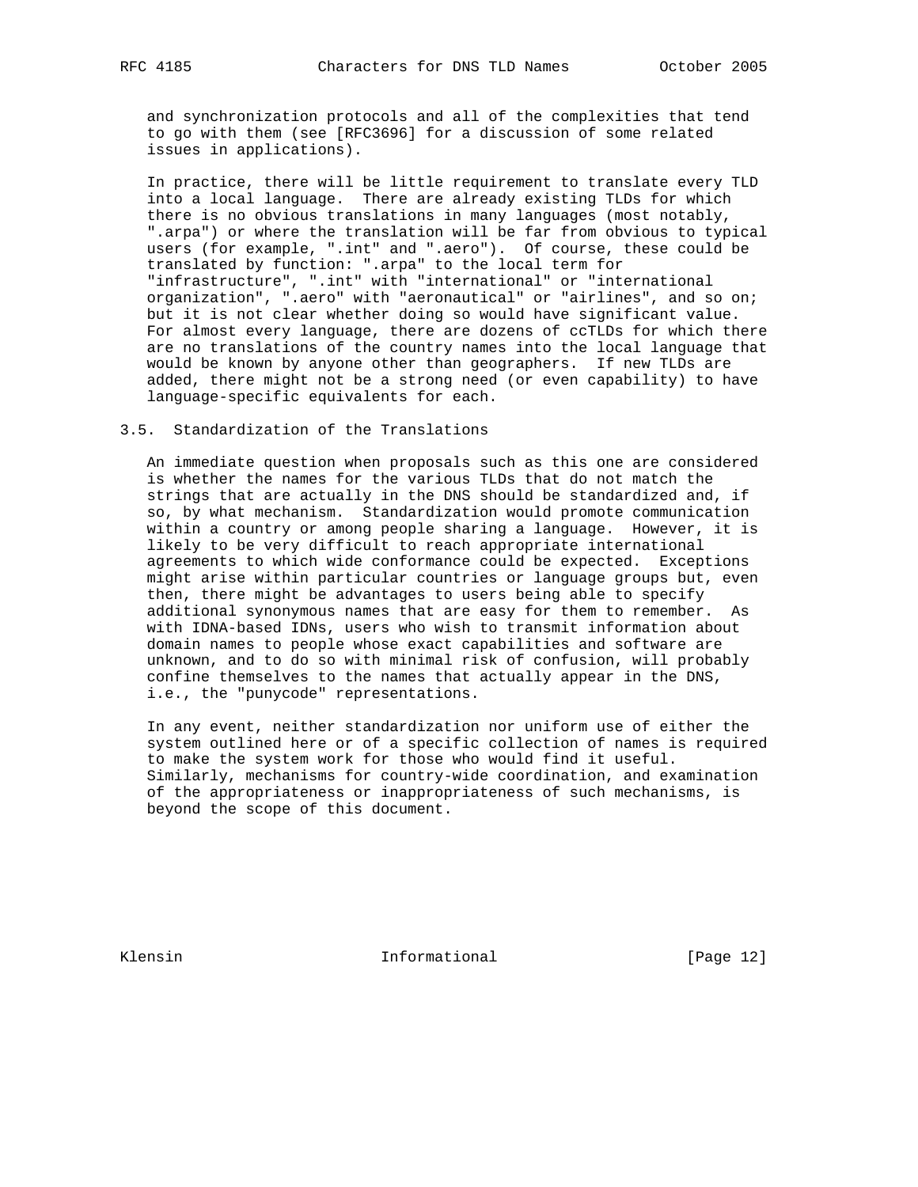and synchronization protocols and all of the complexities that tend to go with them (see [RFC3696] for a discussion of some related issues in applications).

In practice, there will be little requirement to translate every TLD into a local language. There are already existing TLDs for which there is no obvious translations in many languages (most notably, ".arpa") or where the translation will be far from obvious to typical users (for example, ".int" and ".aero"). Of course, these could be translated by function: ".arpa" to the local term for "infrastructure", ".int" with "international" or "international organization", ".aero" with "aeronautical" or "airlines", and so on; but it is not clear whether doing so would have significant value. For almost every language, there are dozens of ccTLDs for which there are no translations of the country names into the local language that would be known by anyone other than geographers. If new TLDs are added, there might not be a strong need (or even capability) to have language-specific equivalents for each.

### 3.5. Standardization of the Translations

An immediate question when proposals such as this one are considered is whether the names for the various TLDs that do not match the strings that are actually in the DNS should be standardized and, if so, by what mechanism. Standardization would promote communication within a country or among people sharing a language. However, it is likely to be very difficult to reach appropriate international agreements to which wide conformance could be expected. Exceptions might arise within particular countries or language groups but, even then, there might be advantages to users being able to specify additional synonymous names that are easy for them to remember. As with IDNA-based IDNs, users who wish to transmit information about domain names to people whose exact capabilities and software are unknown, and to do so with minimal risk of confusion, will probably confine themselves to the names that actually appear in the DNS, i.e., the "punycode" representations.

In any event, neither standardization nor uniform use of either the system outlined here or of a specific collection of names is required to make the system work for those who would find it useful. Similarly, mechanisms for country-wide coordination, and examination of the appropriateness or inappropriateness of such mechanisms, is beyond the scope of this document.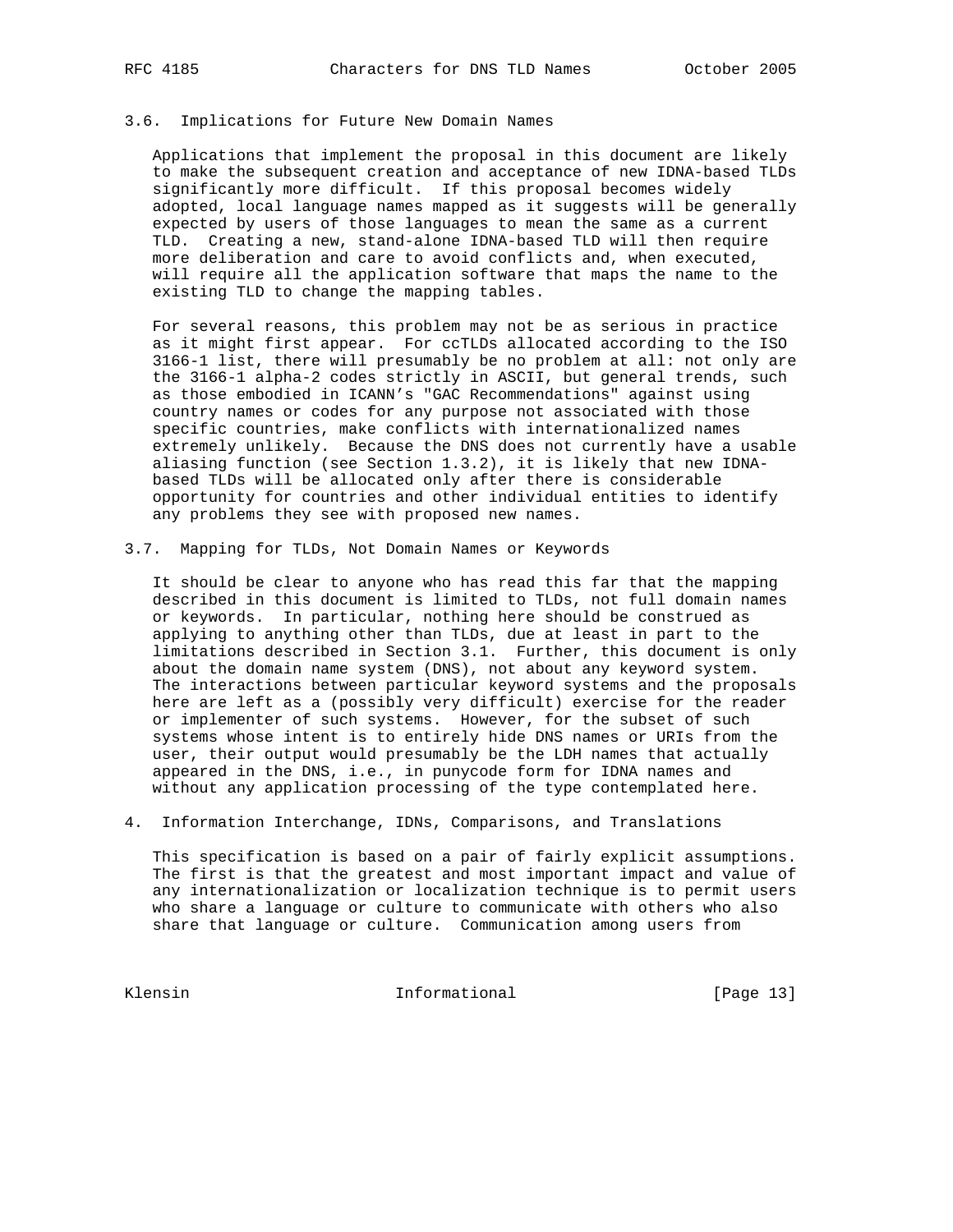### 3.6. Implications for Future New Domain Names

Applications that implement the proposal in this document are likely to make the subsequent creation and acceptance of new IDNA-based TLDs significantly more difficult. If this proposal becomes widely adopted, local language names mapped as it suggests will be generally expected by users of those languages to mean the same as a current TLD. Creating a new, stand-alone IDNA-based TLD will then require more deliberation and care to avoid conflicts and, when executed, will require all the application software that maps the name to the existing TLD to change the mapping tables.

For several reasons, this problem may not be as serious in practice as it might first appear. For ccTLDs allocated according to the ISO 3166-1 list, there will presumably be no problem at all: not only are the 3166-1 alpha-2 codes strictly in ASCII, but general trends, such as those embodied in ICANN's "GAC Recommendations" against using country names or codes for any purpose not associated with those specific countries, make conflicts with internationalized names extremely unlikely. Because the DNS does not currently have a usable aliasing function (see Section 1.3.2), it is likely that new IDNA-based TLDs will be allocated only after there is considerable opportunity for countries and other individual entities to identify any problems they see with proposed new names.

### 3.7. Mapping for TLDs, Not Domain Names or Keywords

It should be clear to anyone who has read this far that the mapping described in this document is limited to TLDs, not full domain names or keywords. In particular, nothing here should be construed as applying to anything other than TLDs, due at least in part to the limitations described in Section 3.1. Further, this document is only about the domain name system (DNS), not about any keyword system. The interactions between particular keyword systems and the proposals here are left as a (possibly very difficult) exercise for the reader or implementer of such systems. However, for the subset of such systems whose intent is to entirely hide DNS names or URIs from the user, their output would presumably be the LDH names that actually appeared in the DNS, i.e., in punycode form for IDNA names and without any application processing of the type contemplated here.

## 4. Information Interchange, IDNs, Comparisons, and Translations

This specification is based on a pair of fairly explicit assumptions. The first is that the greatest and most important impact and value of any internationalization or localization technique is to permit users who share a language or culture to communicate with others who also share that language or culture. Communication among users from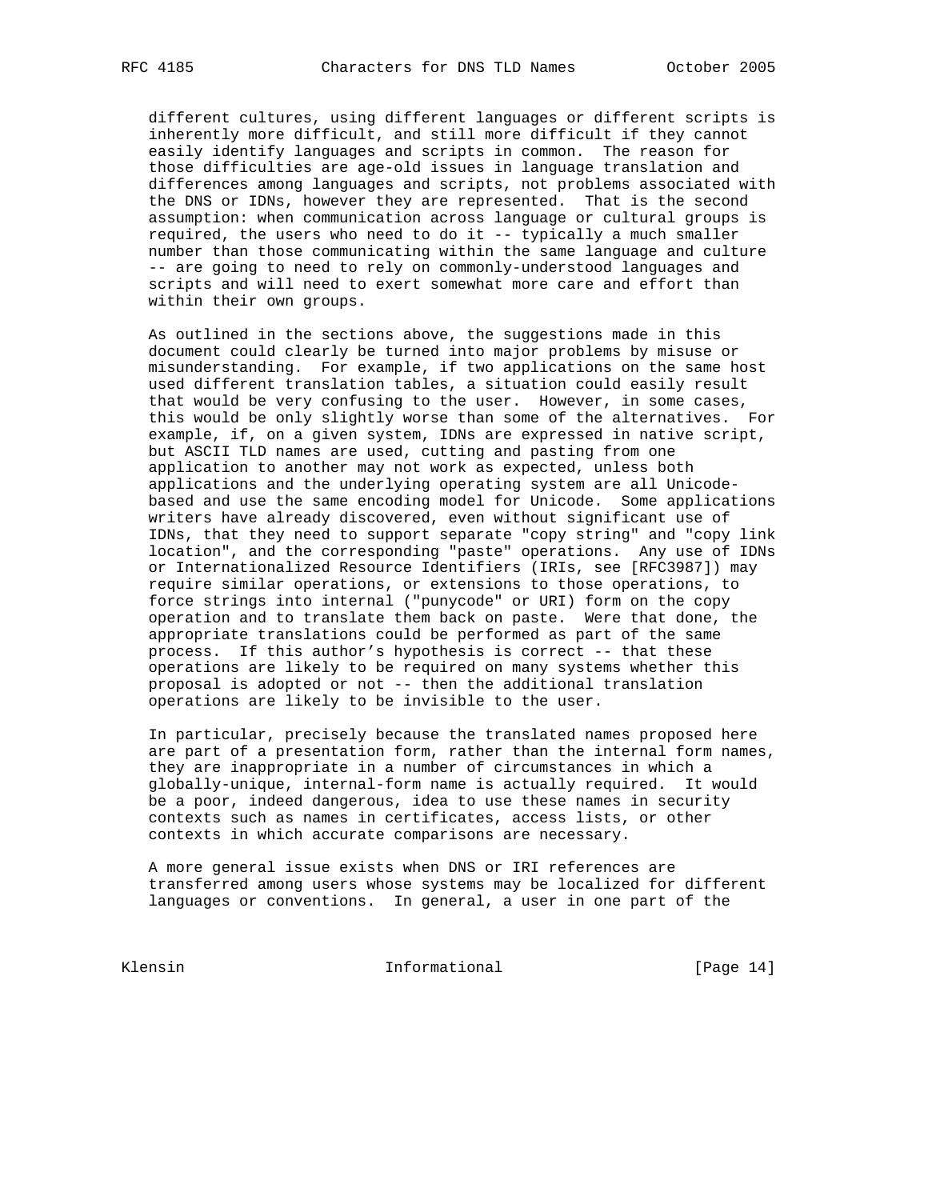different cultures, using different languages or different scripts is inherently more difficult, and still more difficult if they cannot easily identify languages and scripts in common. The reason for those difficulties are age-old issues in language translation and differences among languages and scripts, not problems associated with the DNS or IDNs, however they are represented. That is the second assumption: when communication across language or cultural groups is required, the users who need to do it -- typically a much smaller number than those communicating within the same language and culture -- are going to need to rely on commonly-understood languages and scripts and will need to exert somewhat more care and effort than within their own groups.

As outlined in the sections above, the suggestions made in this document could clearly be turned into major problems by misuse or misunderstanding. For example, if two applications on the same host used different translation tables, a situation could easily result that would be very confusing to the user. However, in some cases, this would be only slightly worse than some of the alternatives. For example, if, on a given system, IDNs are expressed in native script, but ASCII TLD names are used, cutting and pasting from one application to another may not work as expected, unless both applications and the underlying operating system are all Unicode-based and use the same encoding model for Unicode. Some applications writers have already discovered, even without significant use of IDNs, that they need to support separate "copy string" and "copy link location", and the corresponding "paste" operations. Any use of IDNs or Internationalized Resource Identifiers (IRIs, see [RFC3987]) may require similar operations, or extensions to those operations, to force strings into internal ("punycode" or URI) form on the copy operation and to translate them back on paste. Were that done, the appropriate translations could be performed as part of the same process. If this author's hypothesis is correct -- that these operations are likely to be required on many systems whether this proposal is adopted or not -- then the additional translation operations are likely to be invisible to the user.

In particular, precisely because the translated names proposed here are part of a presentation form, rather than the internal form names, they are inappropriate in a number of circumstances in which a globally-unique, internal-form name is actually required. It would be a poor, indeed dangerous, idea to use these names in security contexts such as names in certificates, access lists, or other contexts in which accurate comparisons are necessary.

A more general issue exists when DNS or IRI references are transferred among users whose systems may be localized for different languages or conventions. In general, a user in one part of the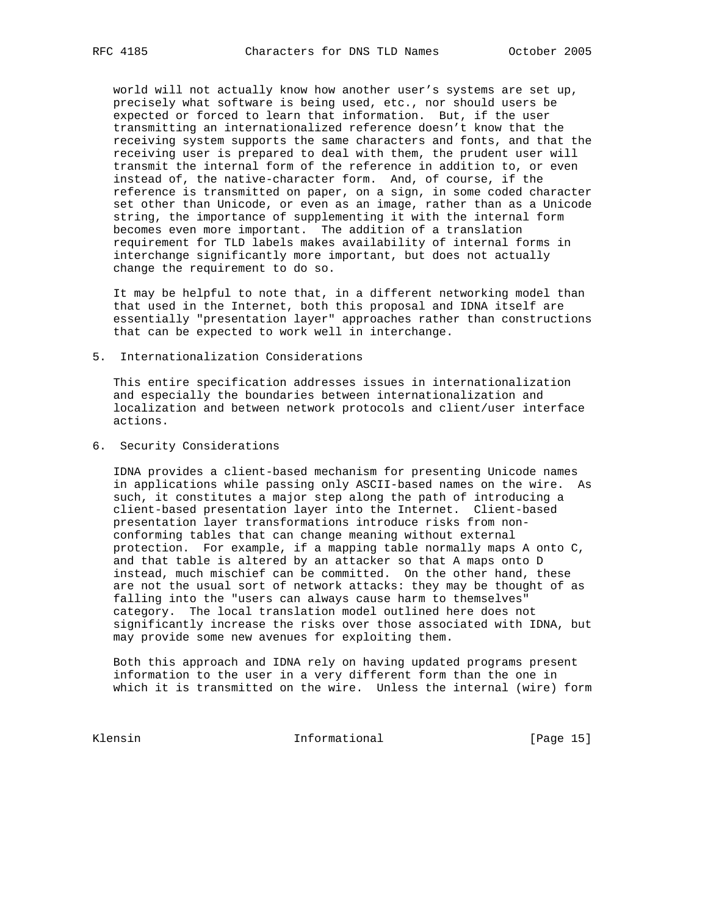world will not actually know how another user's systems are set up, precisely what software is being used, etc., nor should users be expected or forced to learn that information. But, if the user transmitting an internationalized reference doesn't know that the receiving system supports the same characters and fonts, and that the receiving user is prepared to deal with them, the prudent user will transmit the internal form of the reference in addition to, or even instead of, the native-character form. And, of course, if the reference is transmitted on paper, on a sign, in some coded character set other than Unicode, or even as an image, rather than as a Unicode string, the importance of supplementing it with the internal form becomes even more important. The addition of a translation requirement for TLD labels makes availability of internal forms in interchange significantly more important, but does not actually change the requirement to do so.

It may be helpful to note that, in a different networking model than that used in the Internet, both this proposal and IDNA itself are essentially "presentation layer" approaches rather than constructions that can be expected to work well in interchange.

## 5. Internationalization Considerations

This entire specification addresses issues in internationalization and especially the boundaries between internationalization and localization and between network protocols and client/user interface actions.

## 6. Security Considerations

IDNA provides a client-based mechanism for presenting Unicode names in applications while passing only ASCII-based names on the wire. As such, it constitutes a major step along the path of introducing a client-based presentation layer into the Internet. Client-based presentation layer transformations introduce risks from non-conforming tables that can change meaning without external protection. For example, if a mapping table normally maps A onto C, and that table is altered by an attacker so that A maps onto D instead, much mischief can be committed. On the other hand, these are not the usual sort of network attacks: they may be thought of as falling into the "users can always cause harm to themselves" category. The local translation model outlined here does not significantly increase the risks over those associated with IDNA, but may provide some new avenues for exploiting them.

Both this approach and IDNA rely on having updated programs present information to the user in a very different form than the one in which it is transmitted on the wire. Unless the internal (wire) form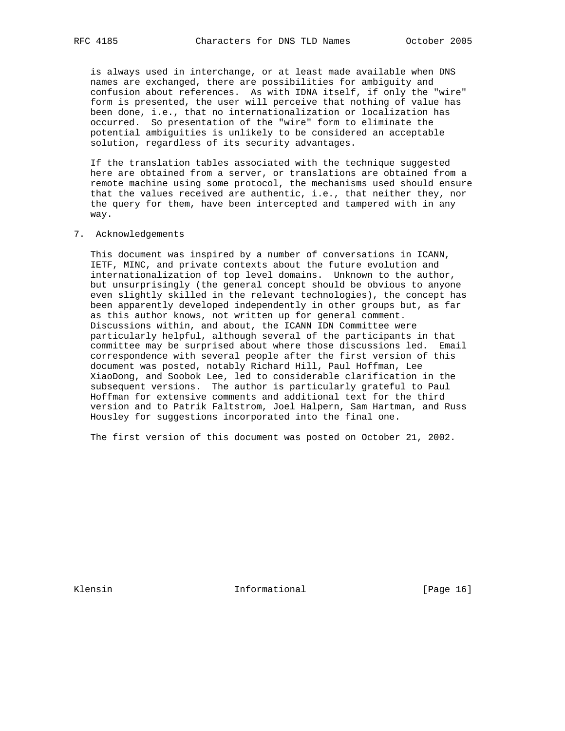is always used in interchange, or at least made available when DNS names are exchanged, there are possibilities for ambiguity and confusion about references. As with IDNA itself, if only the "wire" form is presented, the user will perceive that nothing of value has been done, i.e., that no internationalization or localization has occurred. So presentation of the "wire" form to eliminate the potential ambiguities is unlikely to be considered an acceptable solution, regardless of its security advantages.

If the translation tables associated with the technique suggested here are obtained from a server, or translations are obtained from a remote machine using some protocol, the mechanisms used should ensure that the values received are authentic, i.e., that neither they, nor the query for them, have been intercepted and tampered with in any way.

## 7. Acknowledgements

This document was inspired by a number of conversations in ICANN, IETF, MINC, and private contexts about the future evolution and internationalization of top level domains. Unknown to the author, but unsurprisingly (the general concept should be obvious to anyone even slightly skilled in the relevant technologies), the concept has been apparently developed independently in other groups but, as far as this author knows, not written up for general comment. Discussions within, and about, the ICANN IDN Committee were particularly helpful, although several of the participants in that committee may be surprised about where those discussions led. Email correspondence with several people after the first version of this document was posted, notably Richard Hill, Paul Hoffman, Lee XiaoDong, and Soobok Lee, led to considerable clarification in the subsequent versions. The author is particularly grateful to Paul Hoffman for extensive comments and additional text for the third version and to Patrik Faltstrom, Joel Halpern, Sam Hartman, and Russ Housley for suggestions incorporated into the final one.

The first version of this document was posted on October 21, 2002.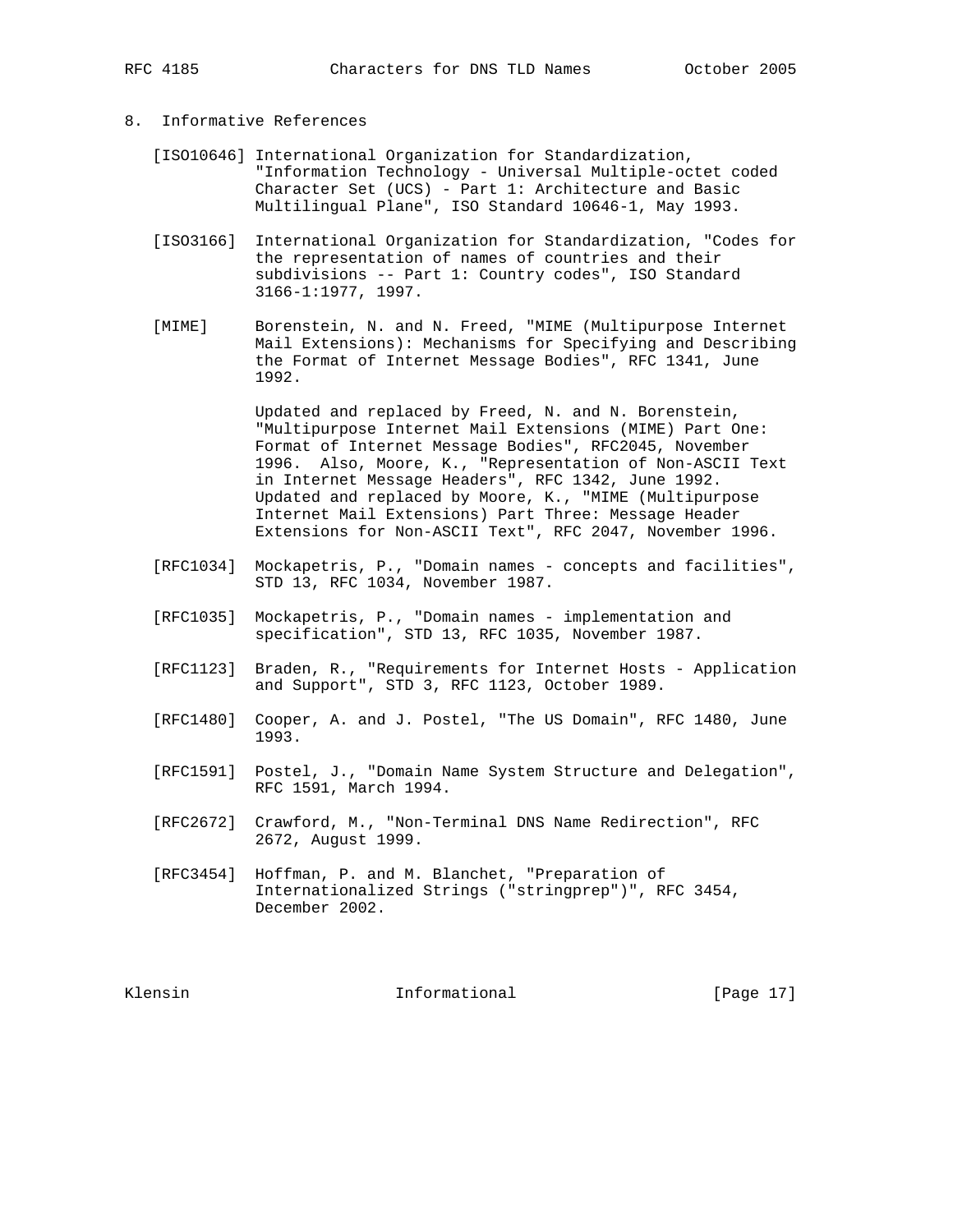## 8. Informative References

[ISO10646] International Organization for Standardization, "Information Technology - Universal Multiple-octet coded Character Set (UCS) - Part 1: Architecture and Basic Multilingual Plane", ISO Standard 10646-1, May 1993.

[ISO3166] International Organization for Standardization, "Codes for the representation of names of countries and their subdivisions -- Part 1: Country codes", ISO Standard 3166-1:1977, 1997.

[MIME] Borenstein, N. and N. Freed, "MIME (Multipurpose Internet Mail Extensions): Mechanisms for Specifying and Describing the Format of Internet Message Bodies", RFC 1341, June 1992.

Updated and replaced by Freed, N. and N. Borenstein, "Multipurpose Internet Mail Extensions (MIME) Part One: Format of Internet Message Bodies", RFC2045, November 1996. Also, Moore, K., "Representation of Non-ASCII Text in Internet Message Headers", RFC 1342, June 1992. Updated and replaced by Moore, K., "MIME (Multipurpose Internet Mail Extensions) Part Three: Message Header Extensions for Non-ASCII Text", RFC 2047, November 1996.

[RFC1034] Mockapetris, P., "Domain names - concepts and facilities", STD 13, RFC 1034, November 1987.

[RFC1035] Mockapetris, P., "Domain names - implementation and specification", STD 13, RFC 1035, November 1987.

[RFC1123] Braden, R., "Requirements for Internet Hosts - Application and Support", STD 3, RFC 1123, October 1989.

[RFC1480] Cooper, A. and J. Postel, "The US Domain", RFC 1480, June 1993.

[RFC1591] Postel, J., "Domain Name System Structure and Delegation", RFC 1591, March 1994.

[RFC2672] Crawford, M., "Non-Terminal DNS Name Redirection", RFC 2672, August 1999.

[RFC3454] Hoffman, P. and M. Blanchet, "Preparation of Internationalized Strings ("stringprep")", RFC 3454, December 2002.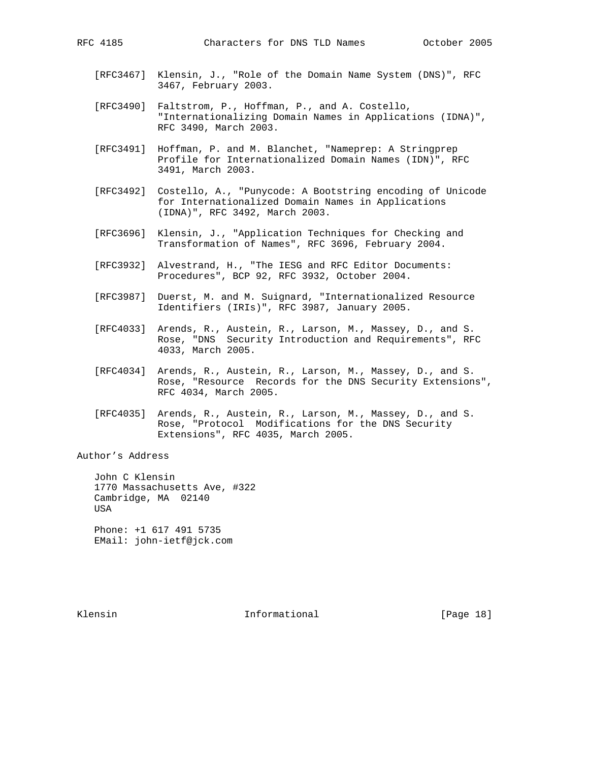[RFC3467] Klensin, J., "Role of the Domain Name System (DNS)", RFC 3467, February 2003.

[RFC3490] Faltstrom, P., Hoffman, P., and A. Costello, "Internationalizing Domain Names in Applications (IDNA)", RFC 3490, March 2003.

[RFC3491] Hoffman, P. and M. Blanchet, "Nameprep: A Stringprep Profile for Internationalized Domain Names (IDN)", RFC 3491, March 2003.

[RFC3492] Costello, A., "Punycode: A Bootstring encoding of Unicode for Internationalized Domain Names in Applications (IDNA)", RFC 3492, March 2003.

[RFC3696] Klensin, J., "Application Techniques for Checking and Transformation of Names", RFC 3696, February 2004.

[RFC3932] Alvestrand, H., "The IESG and RFC Editor Documents: Procedures", BCP 92, RFC 3932, October 2004.

[RFC3987] Duerst, M. and M. Suignard, "Internationalized Resource Identifiers (IRIs)", RFC 3987, January 2005.

[RFC4033] Arends, R., Austein, R., Larson, M., Massey, D., and S. Rose, "DNS Security Introduction and Requirements", RFC 4033, March 2005.

[RFC4034] Arends, R., Austein, R., Larson, M., Massey, D., and S. Rose, "Resource Records for the DNS Security Extensions", RFC 4034, March 2005.

[RFC4035] Arends, R., Austein, R., Larson, M., Massey, D., and S. Rose, "Protocol Modifications for the DNS Security Extensions", RFC 4035, March 2005.

## Author's Address

John C Klensin
1770 Massachusetts Ave, #322
Cambridge, MA 02140
USA

Phone: +1 617 491 5735
EMail: john-ietf@jck.com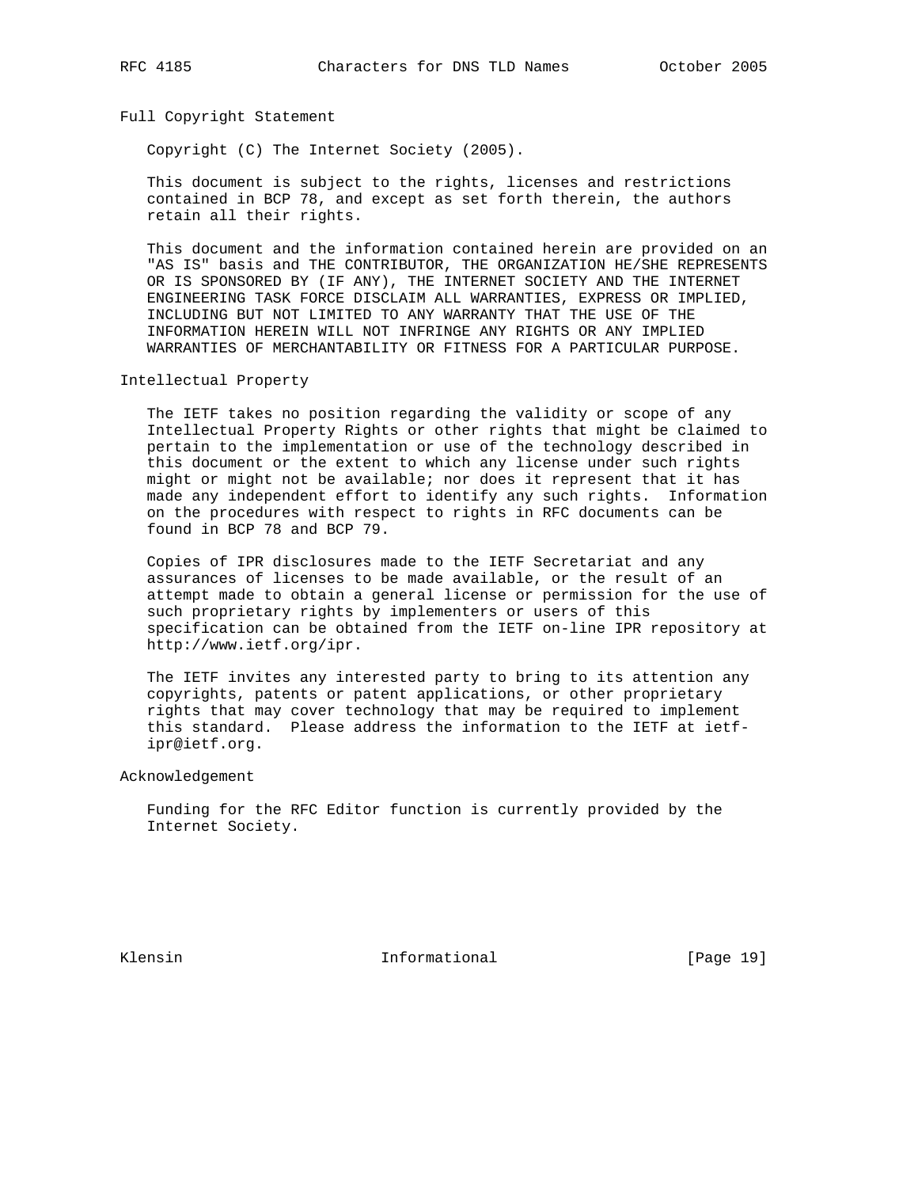## Full Copyright Statement

Copyright (C) The Internet Society (2005).

This document is subject to the rights, licenses and restrictions contained in BCP 78, and except as set forth therein, the authors retain all their rights.

This document and the information contained herein are provided on an "AS IS" basis and THE CONTRIBUTOR, THE ORGANIZATION HE/SHE REPRESENTS OR IS SPONSORED BY (IF ANY), THE INTERNET SOCIETY AND THE INTERNET ENGINEERING TASK FORCE DISCLAIM ALL WARRANTIES, EXPRESS OR IMPLIED, INCLUDING BUT NOT LIMITED TO ANY WARRANTY THAT THE USE OF THE INFORMATION HEREIN WILL NOT INFRINGE ANY RIGHTS OR ANY IMPLIED WARRANTIES OF MERCHANTABILITY OR FITNESS FOR A PARTICULAR PURPOSE.

## Intellectual Property

The IETF takes no position regarding the validity or scope of any Intellectual Property Rights or other rights that might be claimed to pertain to the implementation or use of the technology described in this document or the extent to which any license under such rights might or might not be available; nor does it represent that it has made any independent effort to identify any such rights. Information on the procedures with respect to rights in RFC documents can be found in BCP 78 and BCP 79.

Copies of IPR disclosures made to the IETF Secretariat and any assurances of licenses to be made available, or the result of an attempt made to obtain a general license or permission for the use of such proprietary rights by implementers or users of this specification can be obtained from the IETF on-line IPR repository at http://www.ietf.org/ipr.

The IETF invites any interested party to bring to its attention any copyrights, patents or patent applications, or other proprietary rights that may cover technology that may be required to implement this standard. Please address the information to the IETF at ietf-ipr@ietf.org.

## Acknowledgement

Funding for the RFC Editor function is currently provided by the Internet Society.